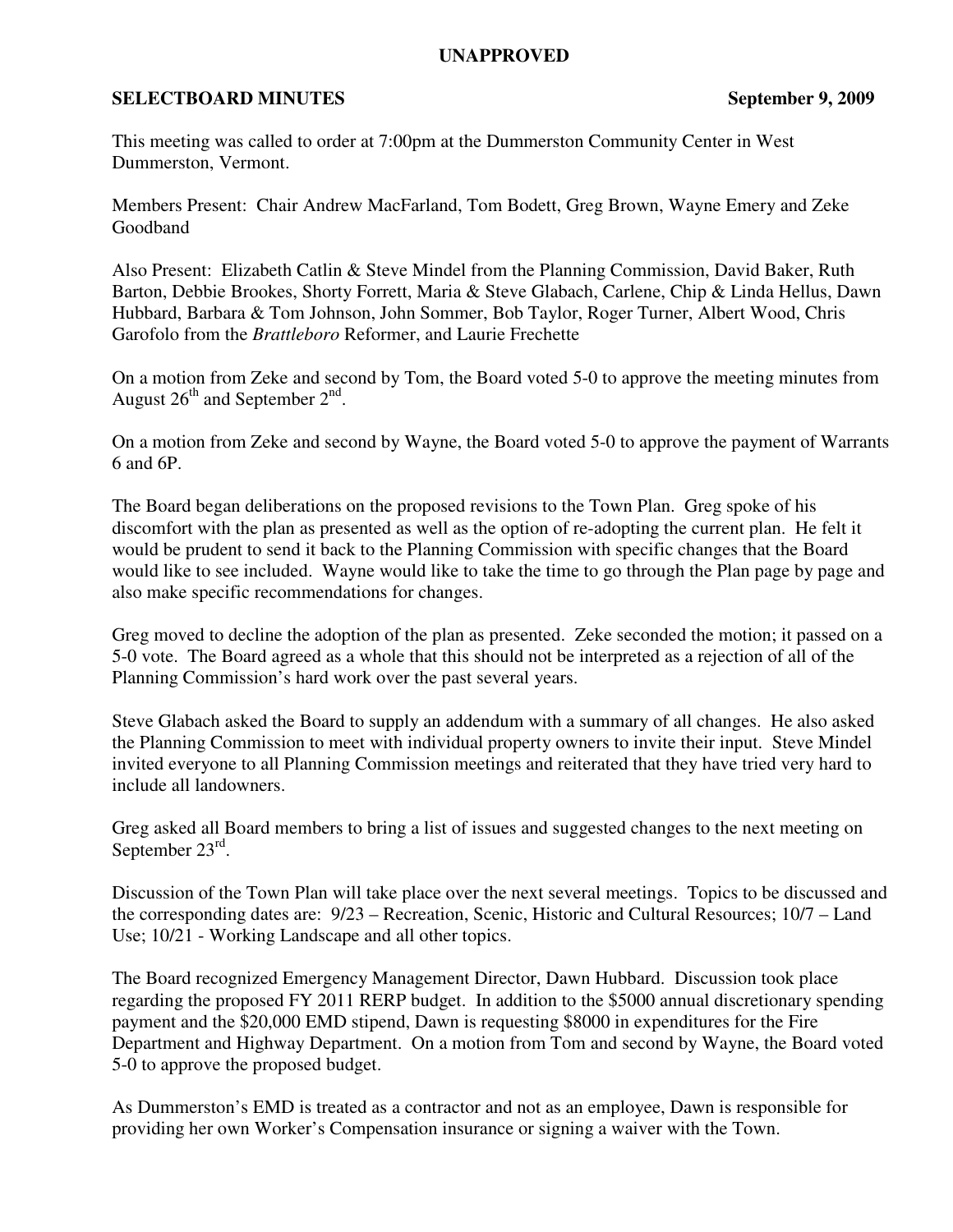**UNAPPROVED**

**SELECTBOARD MINUTES** **September 9, 2009**

This meeting was called to order at 7:00pm at the Dummerston Community Center in West Dummerston, Vermont.

Members Present: Chair Andrew MacFarland, Tom Bodett, Greg Brown, Wayne Emery and Zeke Goodband

Also Present: Elizabeth Catlin & Steve Mindel from the Planning Commission, David Baker, Ruth Barton, Debbie Brookes, Shorty Forrett, Maria & Steve Glabach, Carlene, Chip & Linda Hellus, Dawn Hubbard, Barbara & Tom Johnson, John Sommer, Bob Taylor, Roger Turner, Albert Wood, Chris Garofolo from the *Brattleboro* Reformer, and Laurie Frechette

On a motion from Zeke and second by Tom, the Board voted 5-0 to approve the meeting minutes from August 26th and September 2nd.

On a motion from Zeke and second by Wayne, the Board voted 5-0 to approve the payment of Warrants 6 and 6P.

The Board began deliberations on the proposed revisions to the Town Plan. Greg spoke of his discomfort with the plan as presented as well as the option of re-adopting the current plan. He felt it would be prudent to send it back to the Planning Commission with specific changes that the Board would like to see included. Wayne would like to take the time to go through the Plan page by page and also make specific recommendations for changes.

Greg moved to decline the adoption of the plan as presented. Zeke seconded the motion; it passed on a 5-0 vote. The Board agreed as a whole that this should not be interpreted as a rejection of all of the Planning Commission's hard work over the past several years.

Steve Glabach asked the Board to supply an addendum with a summary of all changes. He also asked the Planning Commission to meet with individual property owners to invite their input. Steve Mindel invited everyone to all Planning Commission meetings and reiterated that they have tried very hard to include all landowners.

Greg asked all Board members to bring a list of issues and suggested changes to the next meeting on September 23rd.

Discussion of the Town Plan will take place over the next several meetings. Topics to be discussed and the corresponding dates are: 9/23 – Recreation, Scenic, Historic and Cultural Resources; 10/7 – Land Use; 10/21 - Working Landscape and all other topics.

The Board recognized Emergency Management Director, Dawn Hubbard. Discussion took place regarding the proposed FY 2011 RERP budget. In addition to the $5000 annual discretionary spending payment and the $20,000 EMD stipend, Dawn is requesting $8000 in expenditures for the Fire Department and Highway Department. On a motion from Tom and second by Wayne, the Board voted 5-0 to approve the proposed budget.

As Dummerston's EMD is treated as a contractor and not as an employee, Dawn is responsible for providing her own Worker's Compensation insurance or signing a waiver with the Town.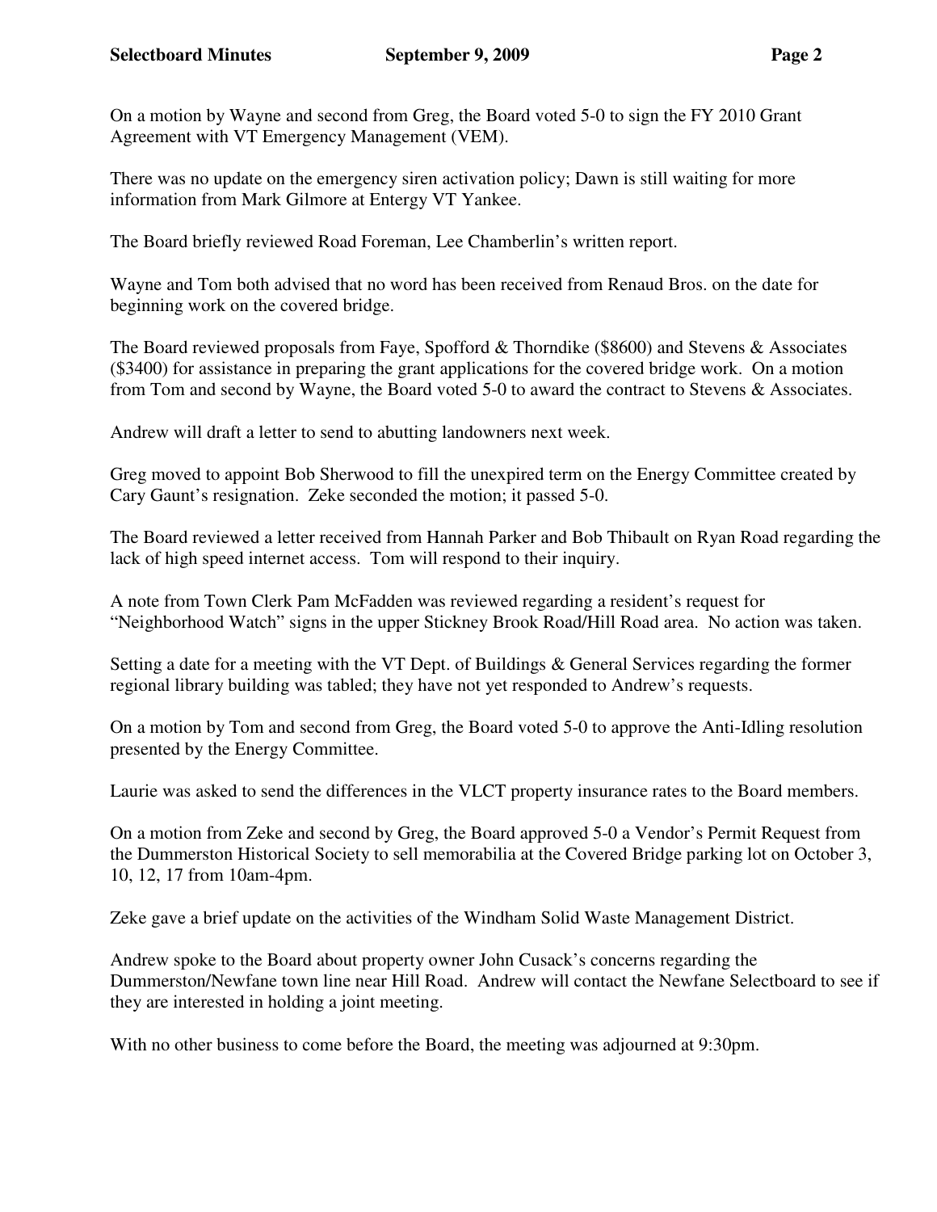On a motion by Wayne and second from Greg, the Board voted 5-0 to sign the FY 2010 Grant Agreement with VT Emergency Management (VEM).

There was no update on the emergency siren activation policy; Dawn is still waiting for more information from Mark Gilmore at Entergy VT Yankee.

The Board briefly reviewed Road Foreman, Lee Chamberlin's written report.

Wayne and Tom both advised that no word has been received from Renaud Bros. on the date for beginning work on the covered bridge.

The Board reviewed proposals from Faye, Spofford & Thorndike ($8600) and Stevens & Associates ($3400) for assistance in preparing the grant applications for the covered bridge work. On a motion from Tom and second by Wayne, the Board voted 5-0 to award the contract to Stevens & Associates.

Andrew will draft a letter to send to abutting landowners next week.

Greg moved to appoint Bob Sherwood to fill the unexpired term on the Energy Committee created by Cary Gaunt's resignation. Zeke seconded the motion; it passed 5-0.

The Board reviewed a letter received from Hannah Parker and Bob Thibault on Ryan Road regarding the lack of high speed internet access. Tom will respond to their inquiry.

A note from Town Clerk Pam McFadden was reviewed regarding a resident's request for "Neighborhood Watch" signs in the upper Stickney Brook Road/Hill Road area. No action was taken.

Setting a date for a meeting with the VT Dept. of Buildings & General Services regarding the former regional library building was tabled; they have not yet responded to Andrew's requests.

On a motion by Tom and second from Greg, the Board voted 5-0 to approve the Anti-Idling resolution presented by the Energy Committee.

Laurie was asked to send the differences in the VLCT property insurance rates to the Board members.

On a motion from Zeke and second by Greg, the Board approved 5-0 a Vendor's Permit Request from the Dummerston Historical Society to sell memorabilia at the Covered Bridge parking lot on October 3, 10, 12, 17 from 10am-4pm.

Zeke gave a brief update on the activities of the Windham Solid Waste Management District.

Andrew spoke to the Board about property owner John Cusack's concerns regarding the Dummerston/Newfane town line near Hill Road. Andrew will contact the Newfane Selectboard to see if they are interested in holding a joint meeting.

With no other business to come before the Board, the meeting was adjourned at 9:30pm.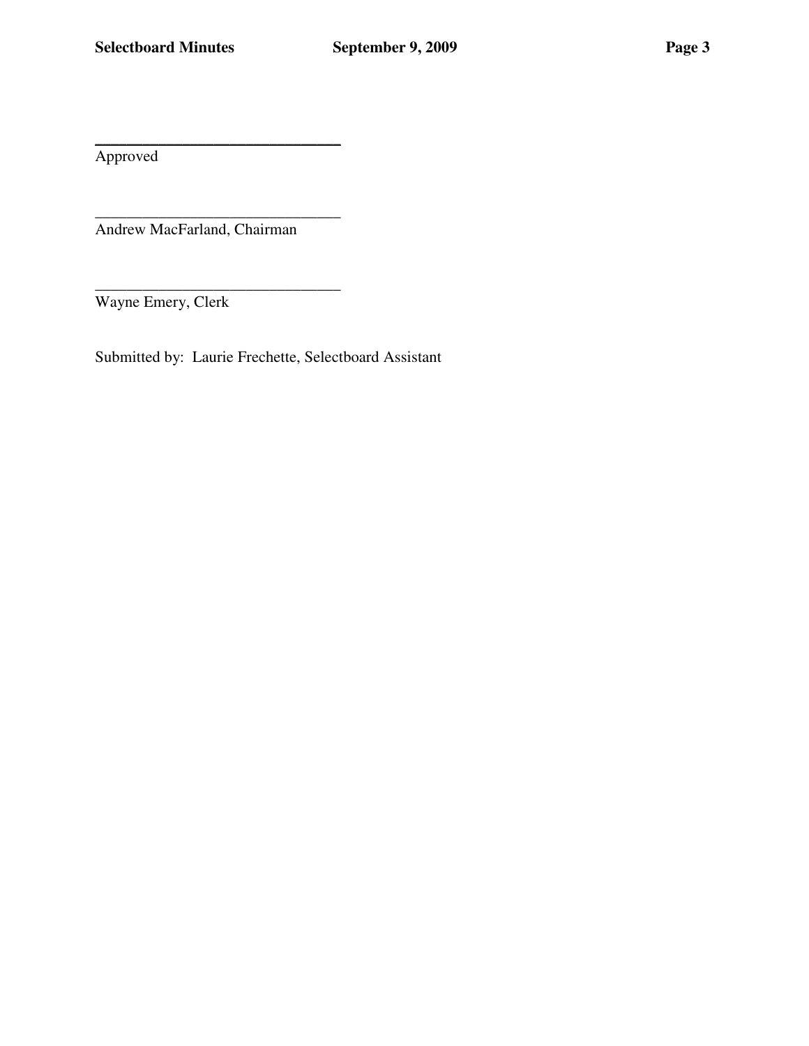_______________________________
Approved

_______________________________
Andrew MacFarland, Chairman

_______________________________
Wayne Emery, Clerk

Submitted by: Laurie Frechette, Selectboard Assistant